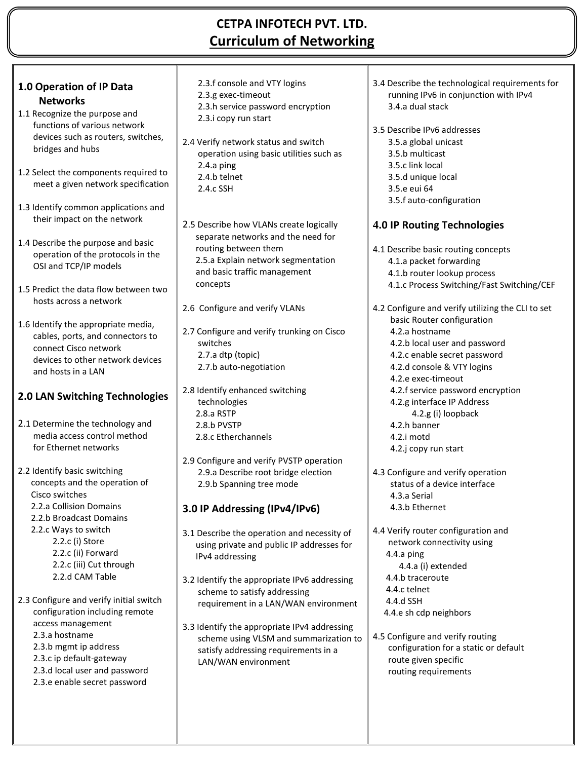# CETPA INFOTECH PVT. LTD.

## Curriculum of Networking

### 1.0 Operation of IP Data Networks

1.1 Recognize the purpose and functions of various network devices such as routers, switches, bridges and hubs

1.2 Select the components required to meet a given network specification

1.3 Identify common applications and their impact on the network

1.4 Describe the purpose and basic operation of the protocols in the OSI and TCP/IP models

1.5 Predict the data flow between two hosts across a network

1.6 Identify the appropriate media, cables, ports, and connectors to connect Cisco network devices to other network devices and hosts in a LAN

### 2.0 LAN Switching Technologies

2.1 Determine the technology and media access control method for Ethernet networks

2.2 Identify basic switching concepts and the operation of Cisco switches
- 2.2.a Collision Domains
- 2.2.b Broadcast Domains
- 2.2.c Ways to switch
  - 2.2.c (i) Store
  - 2.2.c (ii) Forward
  - 2.2.c (iii) Cut through
- 2.2.d CAM Table

2.3 Configure and verify initial switch configuration including remote access management
- 2.3.a hostname
- 2.3.b mgmt ip address
- 2.3.c ip default-gateway
- 2.3.d local user and password
- 2.3.e enable secret password
- 2.3.f console and VTY logins
- 2.3.g exec-timeout
- 2.3.h service password encryption
- 2.3.i copy run start

2.4 Verify network status and switch operation using basic utilities such as
- 2.4.a ping
- 2.4.b telnet
- 2.4.c SSH

2.5 Describe how VLANs create logically separate networks and the need for routing between them
- 2.5.a Explain network segmentation and basic traffic management concepts

2.6 Configure and verify VLANs

2.7 Configure and verify trunking on Cisco switches
- 2.7.a dtp (topic)
- 2.7.b auto-negotiation

2.8 Identify enhanced switching technologies
- 2.8.a RSTP
- 2.8.b PVSTP
- 2.8.c Etherchannels

2.9 Configure and verify PVSTP operation
- 2.9.a Describe root bridge election
- 2.9.b Spanning tree mode

### 3.0 IP Addressing (IPv4/IPv6)

3.1 Describe the operation and necessity of using private and public IP addresses for IPv4 addressing

3.2 Identify the appropriate IPv6 addressing scheme to satisfy addressing requirement in a LAN/WAN environment

3.3 Identify the appropriate IPv4 addressing scheme using VLSM and summarization to satisfy addressing requirements in a LAN/WAN environment

3.4 Describe the technological requirements for running IPv6 in conjunction with IPv4
- 3.4.a dual stack

3.5 Describe IPv6 addresses
- 3.5.a global unicast
- 3.5.b multicast
- 3.5.c link local
- 3.5.d unique local
- 3.5.e eui 64
- 3.5.f auto-configuration

### 4.0 IP Routing Technologies

4.1 Describe basic routing concepts
- 4.1.a packet forwarding
- 4.1.b router lookup process
- 4.1.c Process Switching/Fast Switching/CEF

4.2 Configure and verify utilizing the CLI to set basic Router configuration
- 4.2.a hostname
- 4.2.b local user and password
- 4.2.c enable secret password
- 4.2.d console & VTY logins
- 4.2.e exec-timeout
- 4.2.f service password encryption
- 4.2.g interface IP Address
  - 4.2.g (i) loopback
- 4.2.h banner
- 4.2.i motd
- 4.2.j copy run start

4.3 Configure and verify operation status of a device interface
- 4.3.a Serial
- 4.3.b Ethernet

4.4 Verify router configuration and network connectivity using
- 4.4.a ping
  - 4.4.a (i) extended
- 4.4.b traceroute
- 4.4.c telnet
- 4.4.d SSH
- 4.4.e sh cdp neighbors

4.5 Configure and verify routing configuration for a static or default route given specific routing requirements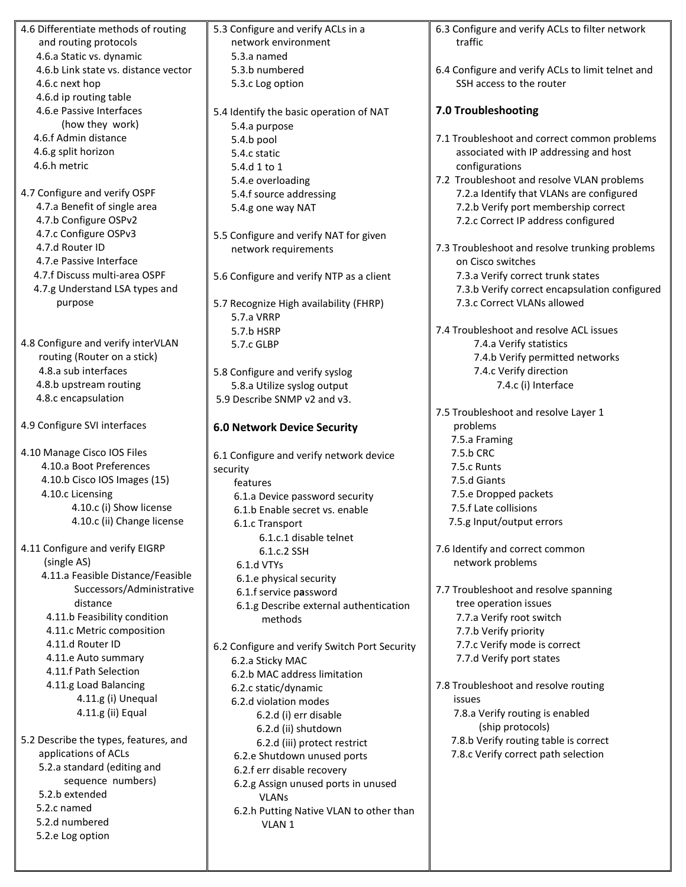4.6 Differentiate methods of routing and routing protocols
- 4.6.a Static vs. dynamic
- 4.6.b Link state vs. distance vector
- 4.6.c next hop
- 4.6.d ip routing table
- 4.6.e Passive Interfaces (how they work)
- 4.6.f Admin distance
- 4.6.g split horizon
- 4.6.h metric

4.7 Configure and verify OSPF
- 4.7.a Benefit of single area
- 4.7.b Configure OSPv2
- 4.7.c Configure OSPv3
- 4.7.d Router ID
- 4.7.e Passive Interface
- 4.7.f Discuss multi-area OSPF
- 4.7.g Understand LSA types and purpose

4.8 Configure and verify interVLAN routing (Router on a stick)
- 4.8.a sub interfaces
- 4.8.b upstream routing
- 4.8.c encapsulation

4.9 Configure SVI interfaces

4.10 Manage Cisco IOS Files
- 4.10.a Boot Preferences
- 4.10.b Cisco IOS Images (15)
- 4.10.c Licensing
  - 4.10.c (i) Show license
  - 4.10.c (ii) Change license

4.11 Configure and verify EIGRP (single AS)
- 4.11.a Feasible Distance/Feasible Successors/Administrative distance
- 4.11.b Feasibility condition
- 4.11.c Metric composition
- 4.11.d Router ID
- 4.11.e Auto summary
- 4.11.f Path Selection
- 4.11.g Load Balancing
  - 4.11.g (i) Unequal
  - 4.11.g (ii) Equal

5.2 Describe the types, features, and applications of ACLs
- 5.2.a standard (editing and sequence numbers)
- 5.2.b extended
- 5.2.c named
- 5.2.d numbered
- 5.2.e Log option

5.3 Configure and verify ACLs in a network environment
- 5.3.a named
- 5.3.b numbered
- 5.3.c Log option

5.4 Identify the basic operation of NAT
- 5.4.a purpose
- 5.4.b pool
- 5.4.c static
- 5.4.d 1 to 1
- 5.4.e overloading
- 5.4.f source addressing
- 5.4.g one way NAT

5.5 Configure and verify NAT for given network requirements

5.6 Configure and verify NTP as a client

5.7 Recognize High availability (FHRP)
- 5.7.a VRRP
- 5.7.b HSRP
- 5.7.c GLBP

5.8 Configure and verify syslog
- 5.8.a Utilize syslog output

5.9 Describe SNMP v2 and v3.

## 6.0 Network Device Security

6.1 Configure and verify network device security features
- 6.1.a Device password security
- 6.1.b Enable secret vs. enable
- 6.1.c Transport
  - 6.1.c.1 disable telnet
  - 6.1.c.2 SSH
- 6.1.d VTYs
- 6.1.e physical security
- 6.1.f service password
- 6.1.g Describe external authentication methods

6.2 Configure and verify Switch Port Security
- 6.2.a Sticky MAC
- 6.2.b MAC address limitation
- 6.2.c static/dynamic
- 6.2.d violation modes
  - 6.2.d (i) err disable
  - 6.2.d (ii) shutdown
  - 6.2.d (iii) protect restrict
- 6.2.e Shutdown unused ports
- 6.2.f err disable recovery
- 6.2.g Assign unused ports in unused VLANs
- 6.2.h Putting Native VLAN to other than VLAN 1

6.3 Configure and verify ACLs to filter network traffic

6.4 Configure and verify ACLs to limit telnet and SSH access to the router

## 7.0 Troubleshooting

7.1 Troubleshoot and correct common problems associated with IP addressing and host configurations

7.2 Troubleshoot and resolve VLAN problems
- 7.2.a Identify that VLANs are configured
- 7.2.b Verify port membership correct
- 7.2.c Correct IP address configured

7.3 Troubleshoot and resolve trunking problems on Cisco switches
- 7.3.a Verify correct trunk states
- 7.3.b Verify correct encapsulation configured
- 7.3.c Correct VLANs allowed

7.4 Troubleshoot and resolve ACL issues
- 7.4.a Verify statistics
- 7.4.b Verify permitted networks
- 7.4.c Verify direction
  - 7.4.c (i) Interface

7.5 Troubleshoot and resolve Layer 1 problems
- 7.5.a Framing
- 7.5.b CRC
- 7.5.c Runts
- 7.5.d Giants
- 7.5.e Dropped packets
- 7.5.f Late collisions
- 7.5.g Input/output errors

7.6 Identify and correct common network problems

7.7 Troubleshoot and resolve spanning tree operation issues
- 7.7.a Verify root switch
- 7.7.b Verify priority
- 7.7.c Verify mode is correct
- 7.7.d Verify port states

7.8 Troubleshoot and resolve routing issues
- 7.8.a Verify routing is enabled (ship protocols)
- 7.8.b Verify routing table is correct
- 7.8.c Verify correct path selection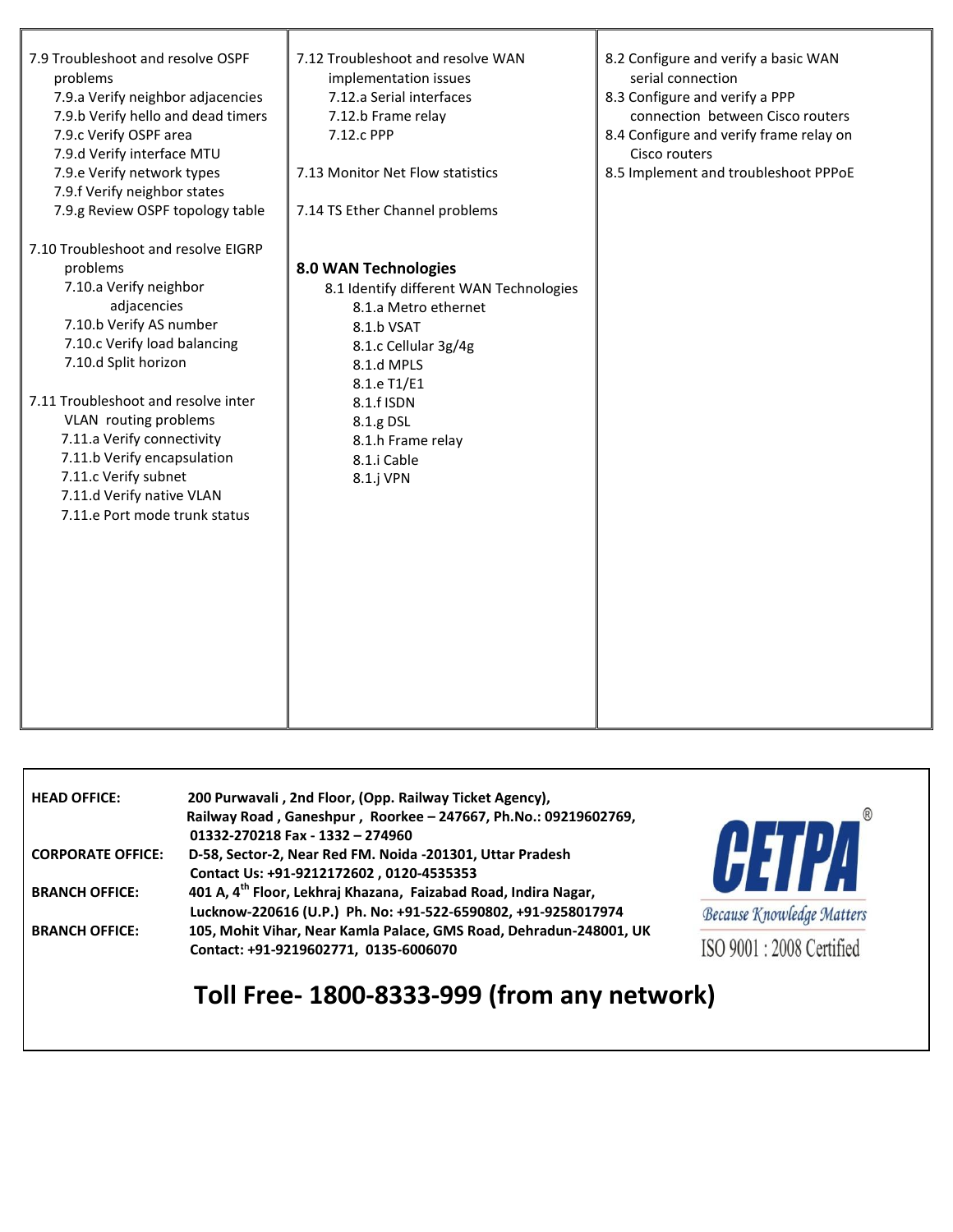7.9 Troubleshoot and resolve OSPF problems
- 7.9.a Verify neighbor adjacencies
- 7.9.b Verify hello and dead timers
- 7.9.c Verify OSPF area
- 7.9.d Verify interface MTU
- 7.9.e Verify network types
- 7.9.f Verify neighbor states
- 7.9.g Review OSPF topology table

7.10 Troubleshoot and resolve EIGRP problems
- 7.10.a Verify neighbor adjacencies
- 7.10.b Verify AS number
- 7.10.c Verify load balancing
- 7.10.d Split horizon

7.11 Troubleshoot and resolve inter VLAN routing problems
- 7.11.a Verify connectivity
- 7.11.b Verify encapsulation
- 7.11.c Verify subnet
- 7.11.d Verify native VLAN
- 7.11.e Port mode trunk status

7.12 Troubleshoot and resolve WAN implementation issues
- 7.12.a Serial interfaces
- 7.12.b Frame relay
- 7.12.c PPP

7.13 Monitor Net Flow statistics

7.14 TS Ether Channel problems

**8.0 WAN Technologies**

8.1 Identify different WAN Technologies
- 8.1.a Metro ethernet
- 8.1.b VSAT
- 8.1.c Cellular 3g/4g
- 8.1.d MPLS
- 8.1.e T1/E1
- 8.1.f ISDN
- 8.1.g DSL
- 8.1.h Frame relay
- 8.1.i Cable
- 8.1.j VPN

8.2 Configure and verify a basic WAN serial connection

8.3 Configure and verify a PPP connection between Cisco routers

8.4 Configure and verify frame relay on Cisco routers

8.5 Implement and troubleshoot PPPoE

**HEAD OFFICE:** **200 Purwavali , 2nd Floor, (Opp. Railway Ticket Agency), Railway Road , Ganeshpur , Roorkee – 247667, Ph.No.: 09219602769, 01332-270218 Fax - 1332 – 274960**

**CORPORATE OFFICE:** **D-58, Sector-2, Near Red FM. Noida -201301, Uttar Pradesh Contact Us: +91-9212172602 , 0120-4535353**

**BRANCH OFFICE:** **401 A, 4th Floor, Lekhraj Khazana, Faizabad Road, Indira Nagar, Lucknow-220616 (U.P.) Ph. No: +91-522-6590802, +91-9258017974**

**BRANCH OFFICE:** **105, Mohit Vihar, Near Kamla Palace, GMS Road, Dehradun-248001, UK Contact: +91-9219602771, 0135-6006070**

CETPA®

Because Knowledge Matters

ISO 9001 : 2008 Certified

**Toll Free- 1800-8333-999 (from any network)**